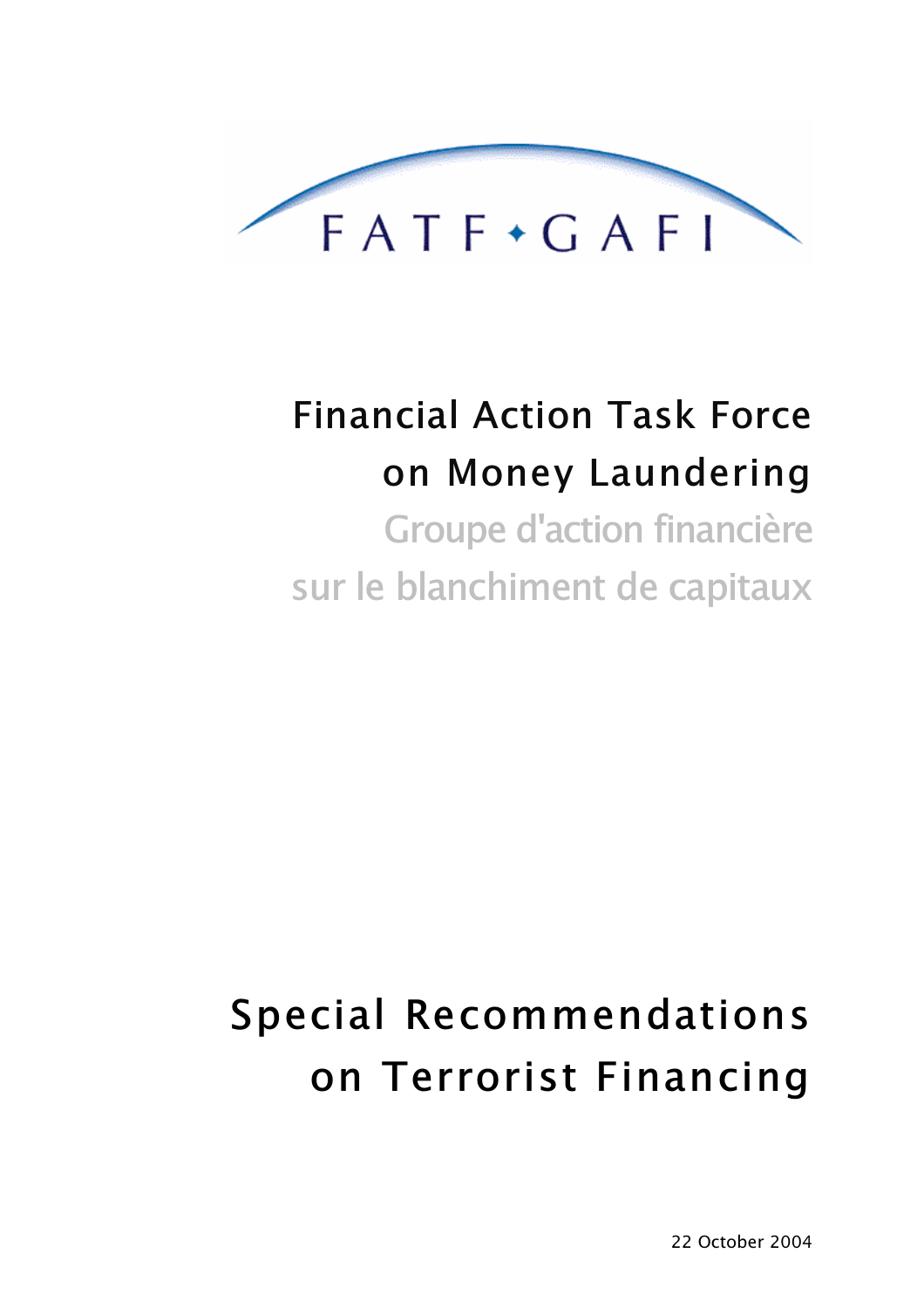FATF • GAFI

Financial Action Task Force
on Money Laundering

Groupe d'action financière
sur le blanchiment de capitaux

# Special Recommendations on Terrorist Financing

22 October 2004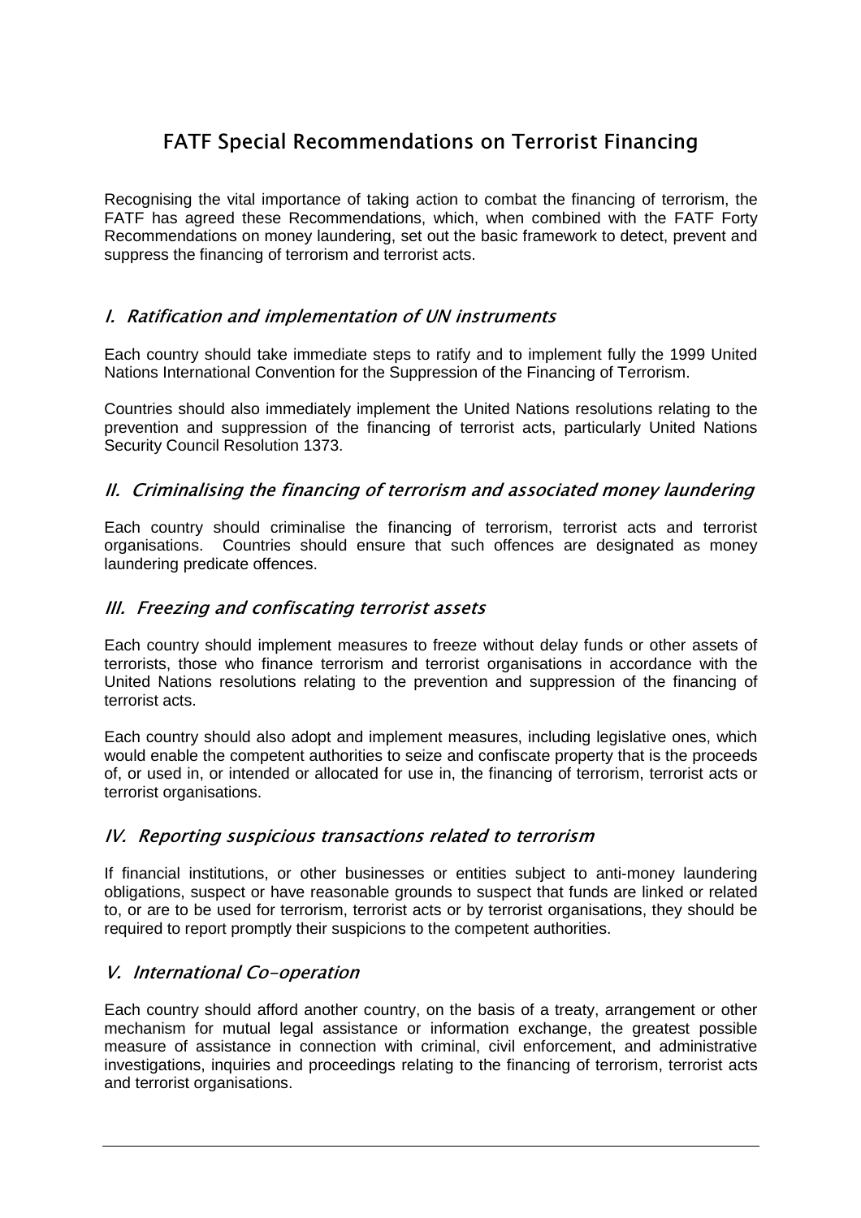# FATF Special Recommendations on Terrorist Financing

Recognising the vital importance of taking action to combat the financing of terrorism, the FATF has agreed these Recommendations, which, when combined with the FATF Forty Recommendations on money laundering, set out the basic framework to detect, prevent and suppress the financing of terrorism and terrorist acts.

## *I. Ratification and implementation of UN instruments*

Each country should take immediate steps to ratify and to implement fully the 1999 United Nations International Convention for the Suppression of the Financing of Terrorism.

Countries should also immediately implement the United Nations resolutions relating to the prevention and suppression of the financing of terrorist acts, particularly United Nations Security Council Resolution 1373.

## *II. Criminalising the financing of terrorism and associated money laundering*

Each country should criminalise the financing of terrorism, terrorist acts and terrorist organisations. Countries should ensure that such offences are designated as money laundering predicate offences.

## *III. Freezing and confiscating terrorist assets*

Each country should implement measures to freeze without delay funds or other assets of terrorists, those who finance terrorism and terrorist organisations in accordance with the United Nations resolutions relating to the prevention and suppression of the financing of terrorist acts.

Each country should also adopt and implement measures, including legislative ones, which would enable the competent authorities to seize and confiscate property that is the proceeds of, or used in, or intended or allocated for use in, the financing of terrorism, terrorist acts or terrorist organisations.

## *IV. Reporting suspicious transactions related to terrorism*

If financial institutions, or other businesses or entities subject to anti-money laundering obligations, suspect or have reasonable grounds to suspect that funds are linked or related to, or are to be used for terrorism, terrorist acts or by terrorist organisations, they should be required to report promptly their suspicions to the competent authorities.

## *V. International Co-operation*

Each country should afford another country, on the basis of a treaty, arrangement or other mechanism for mutual legal assistance or information exchange, the greatest possible measure of assistance in connection with criminal, civil enforcement, and administrative investigations, inquiries and proceedings relating to the financing of terrorism, terrorist acts and terrorist organisations.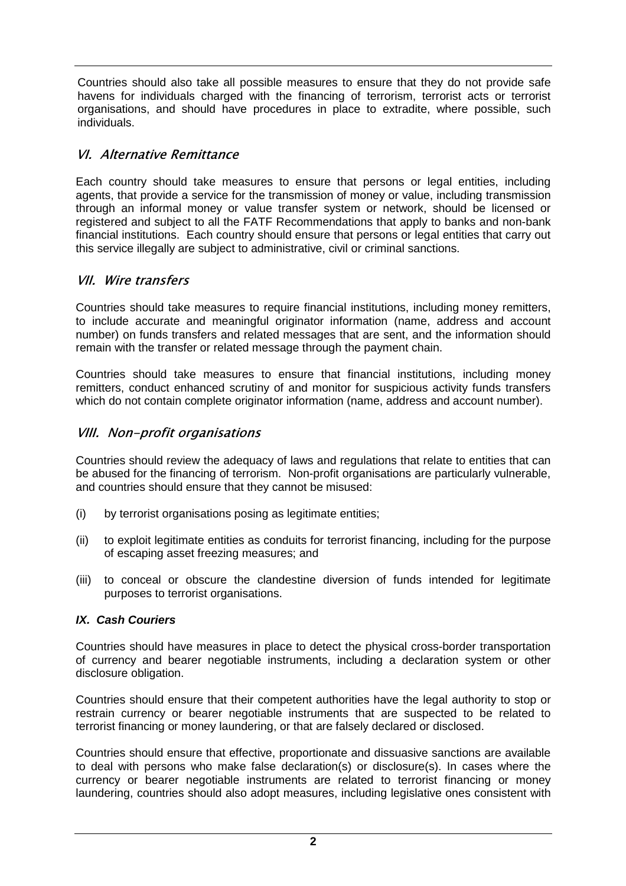Countries should also take all possible measures to ensure that they do not provide safe havens for individuals charged with the financing of terrorism, terrorist acts or terrorist organisations, and should have procedures in place to extradite, where possible, such individuals.

## VI. Alternative Remittance

Each country should take measures to ensure that persons or legal entities, including agents, that provide a service for the transmission of money or value, including transmission through an informal money or value transfer system or network, should be licensed or registered and subject to all the FATF Recommendations that apply to banks and non-bank financial institutions. Each country should ensure that persons or legal entities that carry out this service illegally are subject to administrative, civil or criminal sanctions.

## VII. Wire transfers

Countries should take measures to require financial institutions, including money remitters, to include accurate and meaningful originator information (name, address and account number) on funds transfers and related messages that are sent, and the information should remain with the transfer or related message through the payment chain.

Countries should take measures to ensure that financial institutions, including money remitters, conduct enhanced scrutiny of and monitor for suspicious activity funds transfers which do not contain complete originator information (name, address and account number).

## VIII. Non-profit organisations

Countries should review the adequacy of laws and regulations that relate to entities that can be abused for the financing of terrorism. Non-profit organisations are particularly vulnerable, and countries should ensure that they cannot be misused:

(i) by terrorist organisations posing as legitimate entities;

(ii) to exploit legitimate entities as conduits for terrorist financing, including for the purpose of escaping asset freezing measures; and

(iii) to conceal or obscure the clandestine diversion of funds intended for legitimate purposes to terrorist organisations.

***IX. Cash Couriers***

Countries should have measures in place to detect the physical cross-border transportation of currency and bearer negotiable instruments, including a declaration system or other disclosure obligation.

Countries should ensure that their competent authorities have the legal authority to stop or restrain currency or bearer negotiable instruments that are suspected to be related to terrorist financing or money laundering, or that are falsely declared or disclosed.

Countries should ensure that effective, proportionate and dissuasive sanctions are available to deal with persons who make false declaration(s) or disclosure(s). In cases where the currency or bearer negotiable instruments are related to terrorist financing or money laundering, countries should also adopt measures, including legislative ones consistent with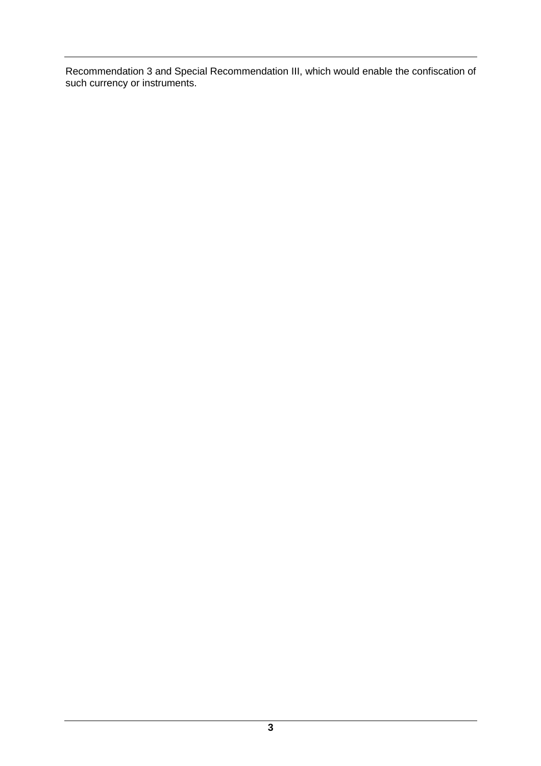Recommendation 3 and Special Recommendation III, which would enable the confiscation of such currency or instruments.